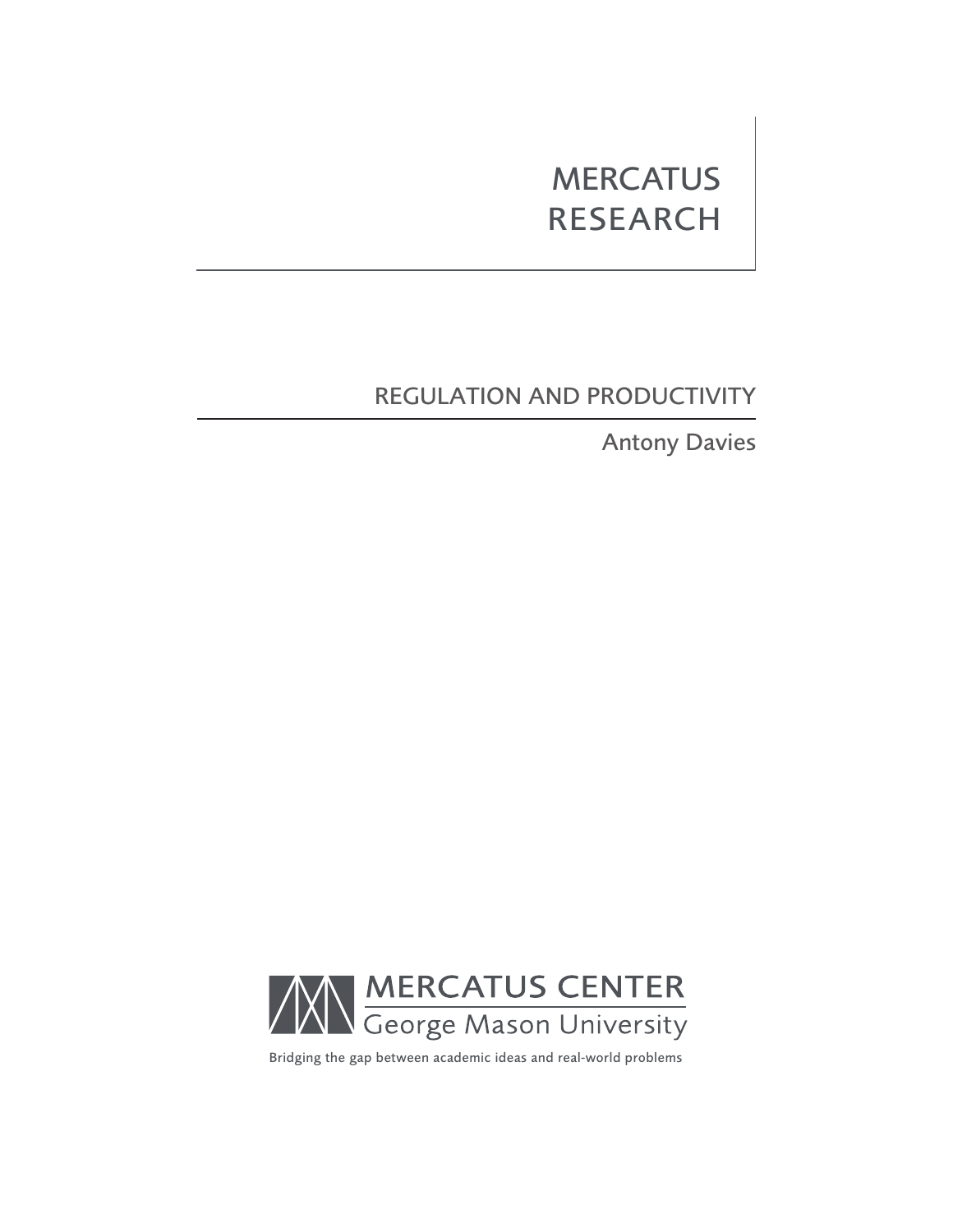MERCATUS RESEARCH

# REGULATION AND PRODUCTIVITY

Antony Davies

MERCATUS CENTER
George Mason University

Bridging the gap between academic ideas and real-world problems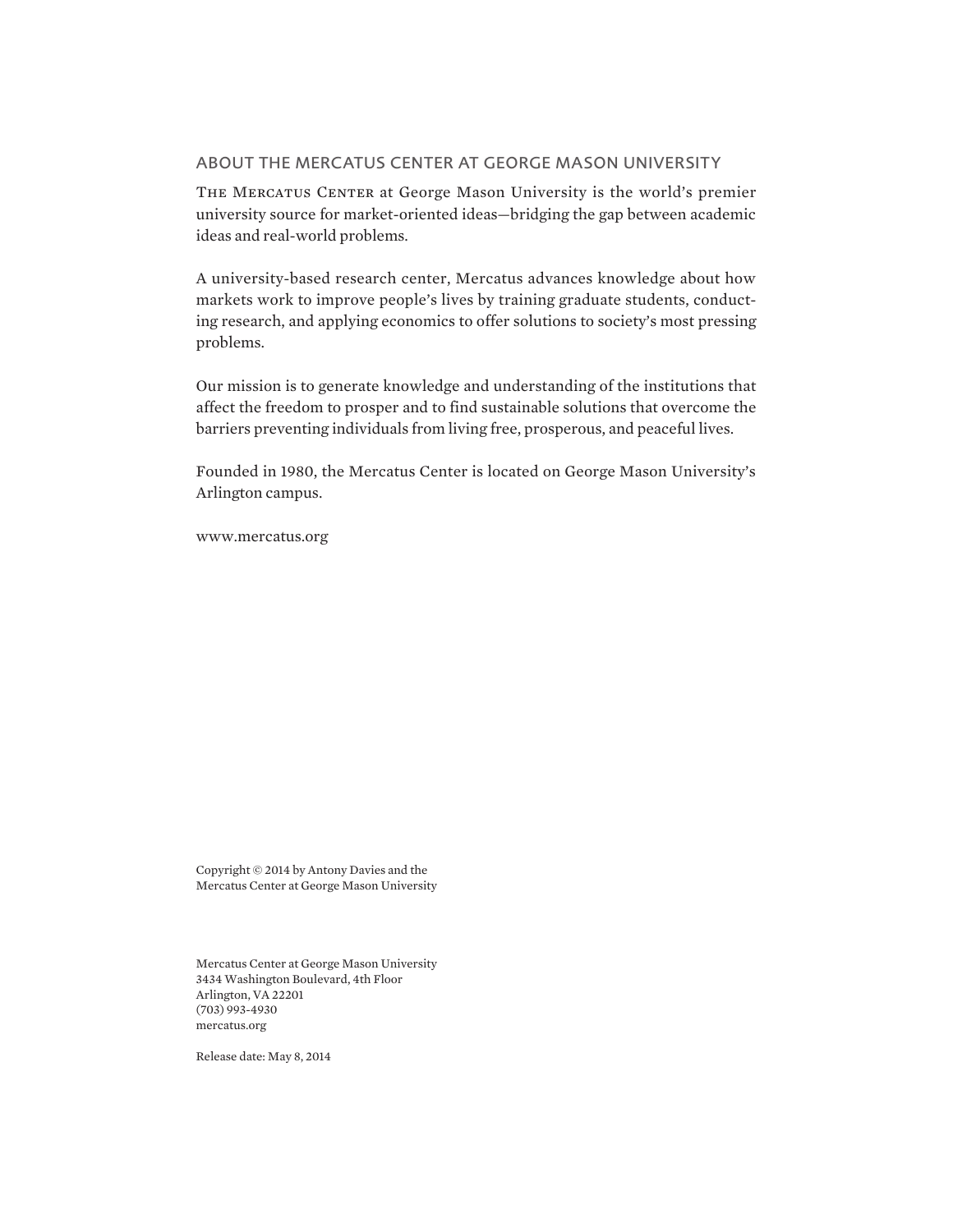## ABOUT THE MERCATUS CENTER AT GEORGE MASON UNIVERSITY

The Mercatus Center at George Mason University is the world's premier university source for market-oriented ideas—bridging the gap between academic ideas and real-world problems.

A university-based research center, Mercatus advances knowledge about how markets work to improve people's lives by training graduate students, conducting research, and applying economics to offer solutions to society's most pressing problems.

Our mission is to generate knowledge and understanding of the institutions that affect the freedom to prosper and to find sustainable solutions that overcome the barriers preventing individuals from living free, prosperous, and peaceful lives.

Founded in 1980, the Mercatus Center is located on George Mason University's Arlington campus.

www.mercatus.org

Copyright © 2014 by Antony Davies and the
Mercatus Center at George Mason University

Mercatus Center at George Mason University
3434 Washington Boulevard, 4th Floor
Arlington, VA 22201
(703) 993-4930
mercatus.org

Release date: May 8, 2014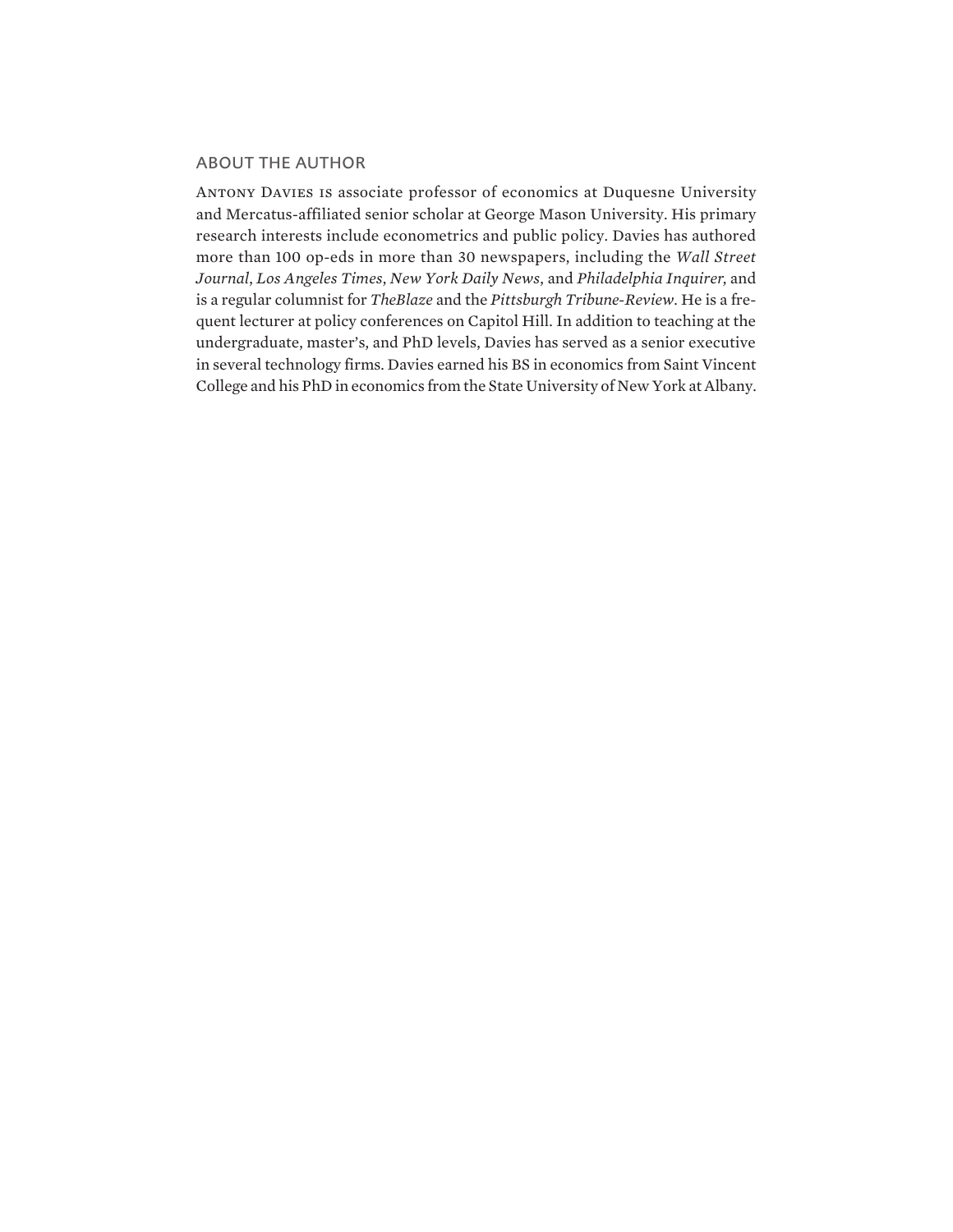## ABOUT THE AUTHOR

Antony Davies is associate professor of economics at Duquesne University and Mercatus-affiliated senior scholar at George Mason University. His primary research interests include econometrics and public policy. Davies has authored more than 100 op-eds in more than 30 newspapers, including the *Wall Street Journal*, *Los Angeles Times*, *New York Daily News*, and *Philadelphia Inquirer*, and is a regular columnist for *TheBlaze* and the *Pittsburgh Tribune-Review*. He is a frequent lecturer at policy conferences on Capitol Hill. In addition to teaching at the undergraduate, master's, and PhD levels, Davies has served as a senior executive in several technology firms. Davies earned his BS in economics from Saint Vincent College and his PhD in economics from the State University of New York at Albany.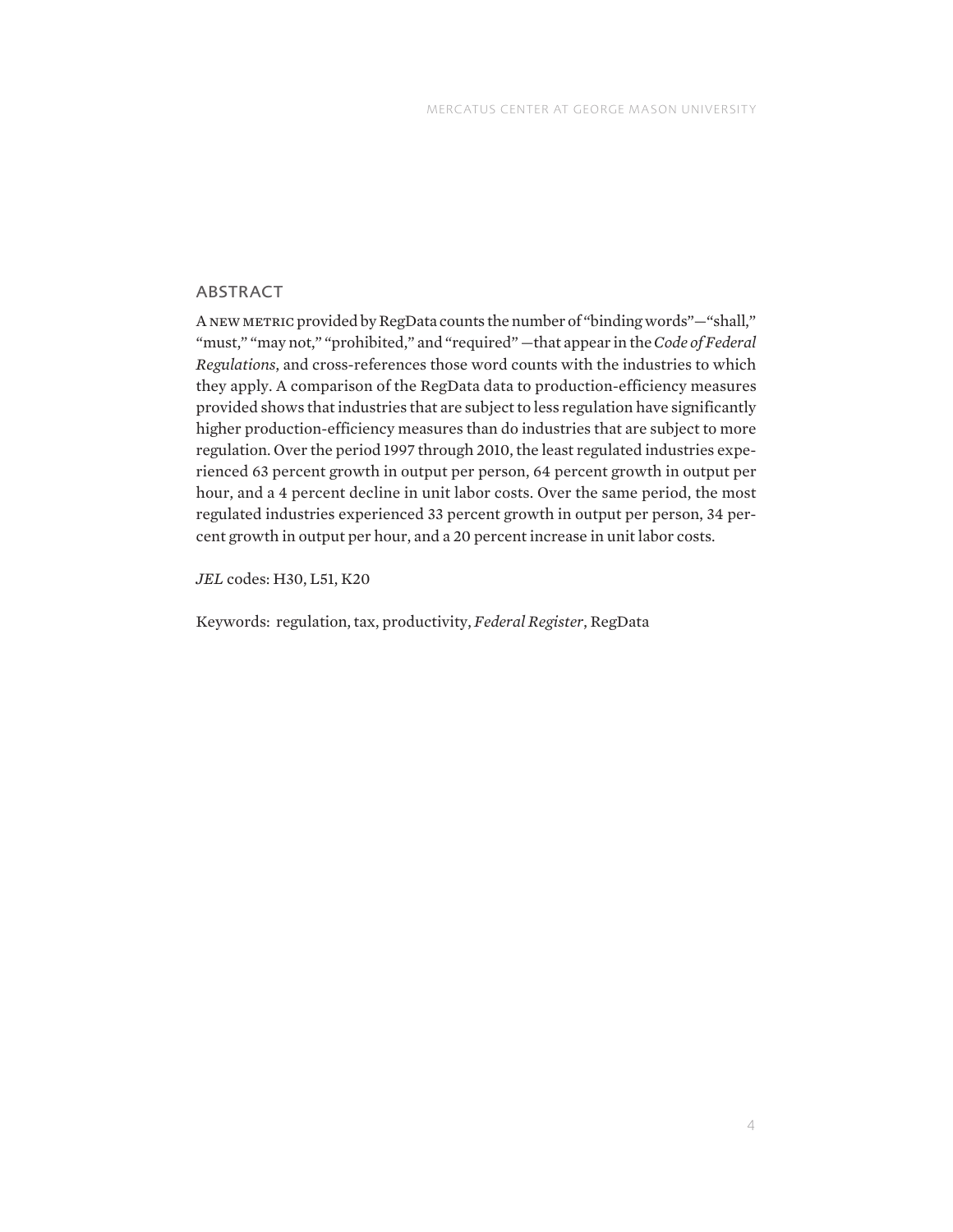## ABSTRACT

A NEW METRIC provided by RegData counts the number of "binding words"—"shall," "must," "may not," "prohibited," and "required" —that appear in the *Code of Federal Regulations*, and cross-references those word counts with the industries to which they apply. A comparison of the RegData data to production-efficiency measures provided shows that industries that are subject to less regulation have significantly higher production-efficiency measures than do industries that are subject to more regulation. Over the period 1997 through 2010, the least regulated industries experienced 63 percent growth in output per person, 64 percent growth in output per hour, and a 4 percent decline in unit labor costs. Over the same period, the most regulated industries experienced 33 percent growth in output per person, 34 percent growth in output per hour, and a 20 percent increase in unit labor costs.

*JEL* codes: H30, L51, K20

Keywords: regulation, tax, productivity, *Federal Register*, RegData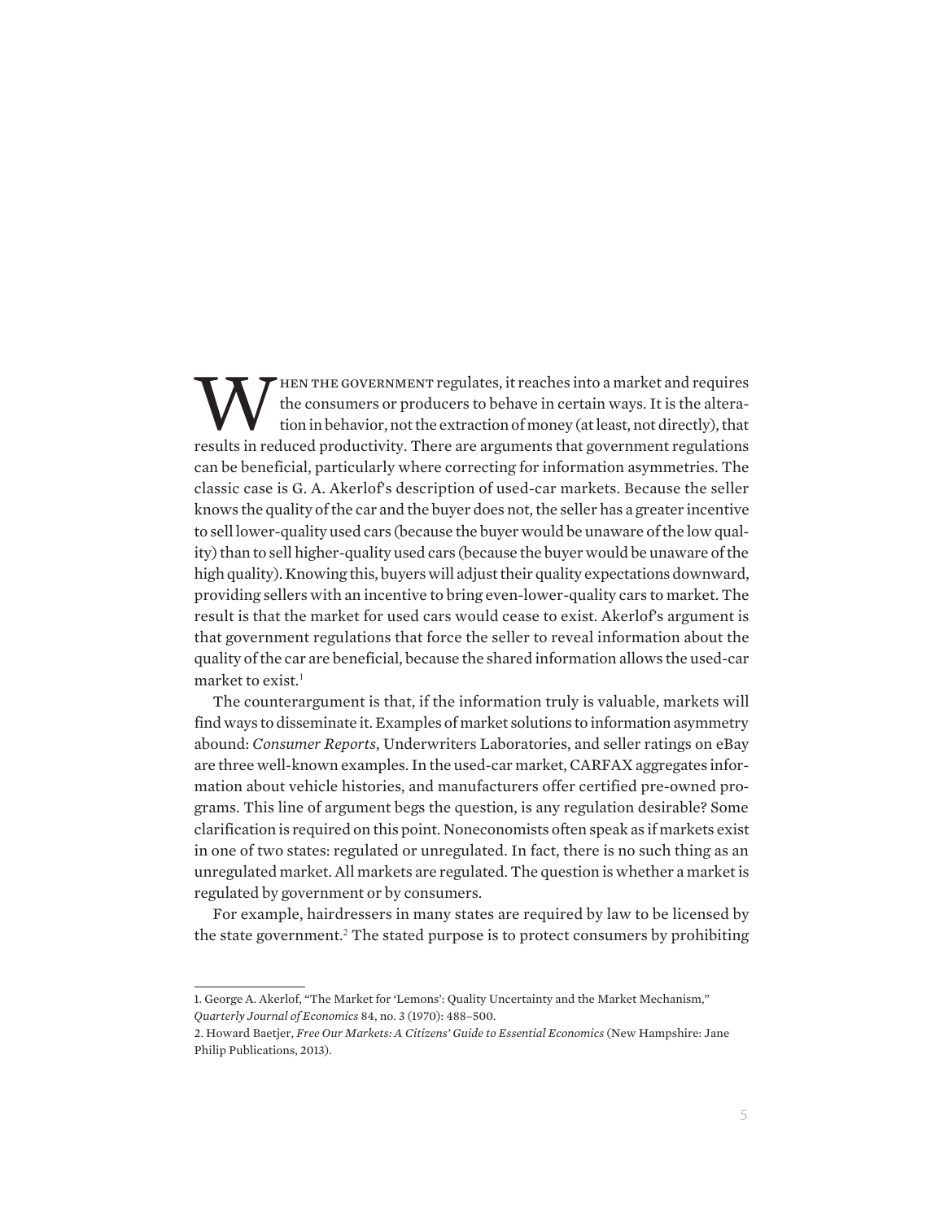When the government regulates, it reaches into a market and requires the consumers or producers to behave in certain ways. It is the alteration in behavior, not the extraction of money (at least, not directly), that results in reduced productivity. There are arguments that government regulations can be beneficial, particularly where correcting for information asymmetries. The classic case is G. A. Akerlof's description of used-car markets. Because the seller knows the quality of the car and the buyer does not, the seller has a greater incentive to sell lower-quality used cars (because the buyer would be unaware of the low quality) than to sell higher-quality used cars (because the buyer would be unaware of the high quality). Knowing this, buyers will adjust their quality expectations downward, providing sellers with an incentive to bring even-lower-quality cars to market. The result is that the market for used cars would cease to exist. Akerlof's argument is that government regulations that force the seller to reveal information about the quality of the car are beneficial, because the shared information allows the used-car market to exist.[1]

The counterargument is that, if the information truly is valuable, markets will find ways to disseminate it. Examples of market solutions to information asymmetry abound: *Consumer Reports*, Underwriters Laboratories, and seller ratings on eBay are three well-known examples. In the used-car market, CARFAX aggregates information about vehicle histories, and manufacturers offer certified pre-owned programs. This line of argument begs the question, is any regulation desirable? Some clarification is required on this point. Noneconomists often speak as if markets exist in one of two states: regulated or unregulated. In fact, there is no such thing as an unregulated market. All markets are regulated. The question is whether a market is regulated by government or by consumers.

For example, hairdressers in many states are required by law to be licensed by the state government.[2] The stated purpose is to protect consumers by prohibiting

---

1. George A. Akerlof, "The Market for 'Lemons': Quality Uncertainty and the Market Mechanism," *Quarterly Journal of Economics* 84, no. 3 (1970): 488–500.

2. Howard Baetjer, *Free Our Markets: A Citizens' Guide to Essential Economics* (New Hampshire: Jane Philip Publications, 2013).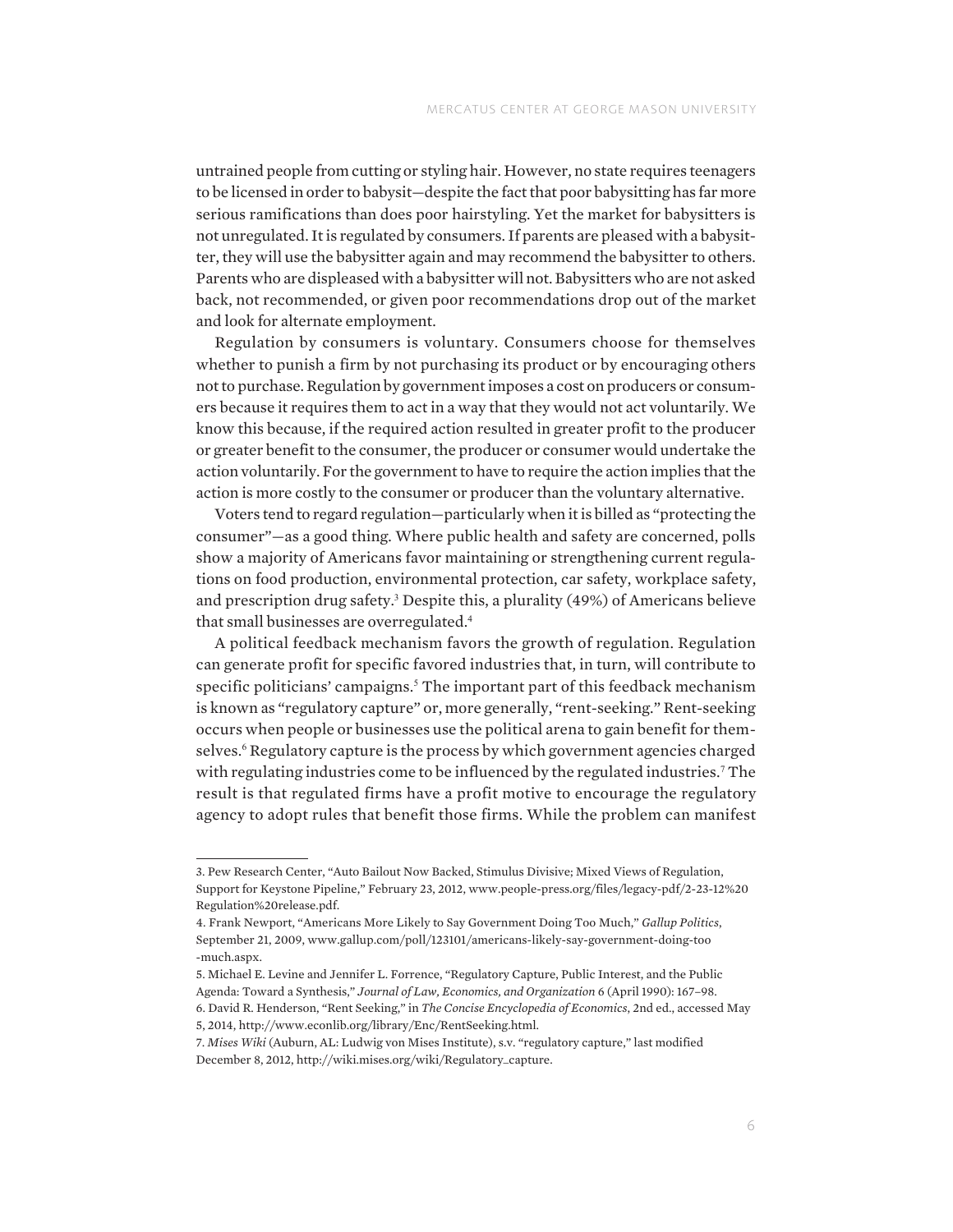untrained people from cutting or styling hair. However, no state requires teenagers to be licensed in order to babysit—despite the fact that poor babysitting has far more serious ramifications than does poor hairstyling. Yet the market for babysitters is not unregulated. It is regulated by consumers. If parents are pleased with a babysitter, they will use the babysitter again and may recommend the babysitter to others. Parents who are displeased with a babysitter will not. Babysitters who are not asked back, not recommended, or given poor recommendations drop out of the market and look for alternate employment.

Regulation by consumers is voluntary. Consumers choose for themselves whether to punish a firm by not purchasing its product or by encouraging others not to purchase. Regulation by government imposes a cost on producers or consumers because it requires them to act in a way that they would not act voluntarily. We know this because, if the required action resulted in greater profit to the producer or greater benefit to the consumer, the producer or consumer would undertake the action voluntarily. For the government to have to require the action implies that the action is more costly to the consumer or producer than the voluntary alternative.

Voters tend to regard regulation—particularly when it is billed as "protecting the consumer"—as a good thing. Where public health and safety are concerned, polls show a majority of Americans favor maintaining or strengthening current regulations on food production, environmental protection, car safety, workplace safety, and prescription drug safety.[3] Despite this, a plurality (49%) of Americans believe that small businesses are overregulated.[4]

A political feedback mechanism favors the growth of regulation. Regulation can generate profit for specific favored industries that, in turn, will contribute to specific politicians' campaigns.[5] The important part of this feedback mechanism is known as "regulatory capture" or, more generally, "rent-seeking." Rent-seeking occurs when people or businesses use the political arena to gain benefit for themselves.[6] Regulatory capture is the process by which government agencies charged with regulating industries come to be influenced by the regulated industries.[7] The result is that regulated firms have a profit motive to encourage the regulatory agency to adopt rules that benefit those firms. While the problem can manifest

---

3. Pew Research Center, "Auto Bailout Now Backed, Stimulus Divisive; Mixed Views of Regulation, Support for Keystone Pipeline," February 23, 2012, www.people-press.org/files/legacy-pdf/2-23-12%20Regulation%20release.pdf.

4. Frank Newport, "Americans More Likely to Say Government Doing Too Much," *Gallup Politics*, September 21, 2009, www.gallup.com/poll/123101/americans-likely-say-government-doing-too-much.aspx.

5. Michael E. Levine and Jennifer L. Forrence, "Regulatory Capture, Public Interest, and the Public Agenda: Toward a Synthesis," *Journal of Law, Economics, and Organization* 6 (April 1990): 167–98.

6. David R. Henderson, "Rent Seeking," in *The Concise Encyclopedia of Economics*, 2nd ed., accessed May 5, 2014, http://www.econlib.org/library/Enc/RentSeeking.html.

7. *Mises Wiki* (Auburn, AL: Ludwig von Mises Institute), s.v. "regulatory capture," last modified December 8, 2012, http://wiki.mises.org/wiki/Regulatory_capture.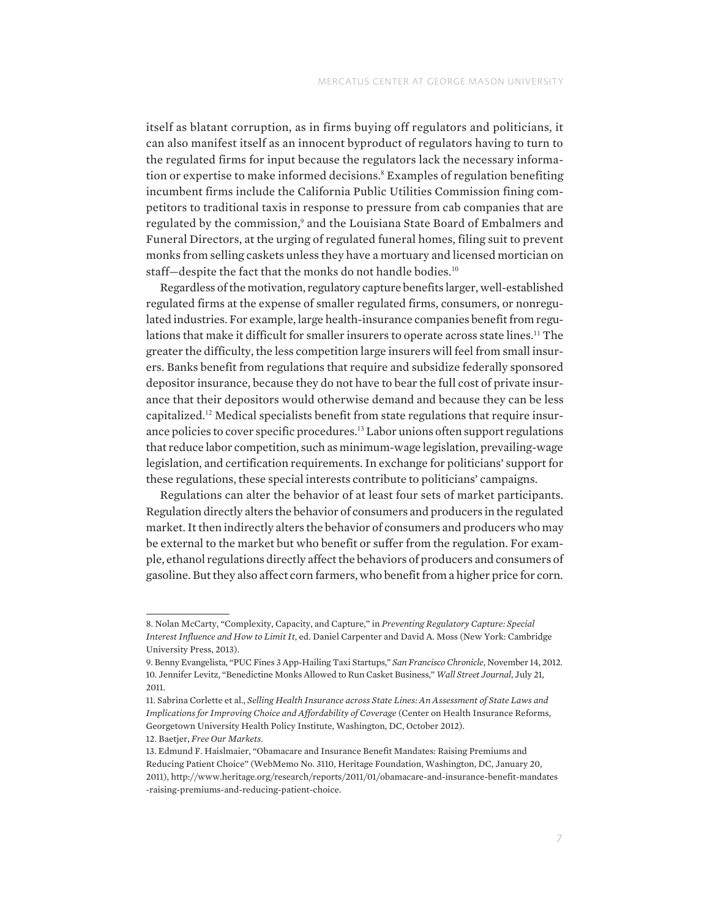itself as blatant corruption, as in firms buying off regulators and politicians, it can also manifest itself as an innocent byproduct of regulators having to turn to the regulated firms for input because the regulators lack the necessary information or expertise to make informed decisions.[8] Examples of regulation benefiting incumbent firms include the California Public Utilities Commission fining competitors to traditional taxis in response to pressure from cab companies that are regulated by the commission,[9] and the Louisiana State Board of Embalmers and Funeral Directors, at the urging of regulated funeral homes, filing suit to prevent monks from selling caskets unless they have a mortuary and licensed mortician on staff—despite the fact that the monks do not handle bodies.[10]

Regardless of the motivation, regulatory capture benefits larger, well-established regulated firms at the expense of smaller regulated firms, consumers, or nonregulated industries. For example, large health-insurance companies benefit from regulations that make it difficult for smaller insurers to operate across state lines.[11] The greater the difficulty, the less competition large insurers will feel from small insurers. Banks benefit from regulations that require and subsidize federally sponsored depositor insurance, because they do not have to bear the full cost of private insurance that their depositors would otherwise demand and because they can be less capitalized.[12] Medical specialists benefit from state regulations that require insurance policies to cover specific procedures.[13] Labor unions often support regulations that reduce labor competition, such as minimum-wage legislation, prevailing-wage legislation, and certification requirements. In exchange for politicians' support for these regulations, these special interests contribute to politicians' campaigns.

Regulations can alter the behavior of at least four sets of market participants. Regulation directly alters the behavior of consumers and producers in the regulated market. It then indirectly alters the behavior of consumers and producers who may be external to the market but who benefit or suffer from the regulation. For example, ethanol regulations directly affect the behaviors of producers and consumers of gasoline. But they also affect corn farmers, who benefit from a higher price for corn.

---

8. Nolan McCarty, "Complexity, Capacity, and Capture," in *Preventing Regulatory Capture: Special Interest Influence and How to Limit It*, ed. Daniel Carpenter and David A. Moss (New York: Cambridge University Press, 2013).

9. Benny Evangelista, "PUC Fines 3 App-Hailing Taxi Startups," *San Francisco Chronicle*, November 14, 2012.

10. Jennifer Levitz, "Benedictine Monks Allowed to Run Casket Business," *Wall Street Journal*, July 21, 2011.

11. Sabrina Corlette et al., *Selling Health Insurance across State Lines: An Assessment of State Laws and Implications for Improving Choice and Affordability of Coverage* (Center on Health Insurance Reforms, Georgetown University Health Policy Institute, Washington, DC, October 2012).

12. Baetjer, *Free Our Markets*.

13. Edmund F. Haislmaier, "Obamacare and Insurance Benefit Mandates: Raising Premiums and Reducing Patient Choice" (WebMemo No. 3110, Heritage Foundation, Washington, DC, January 20, 2011), http://www.heritage.org/research/reports/2011/01/obamacare-and-insurance-benefit-mandates-raising-premiums-and-reducing-patient-choice.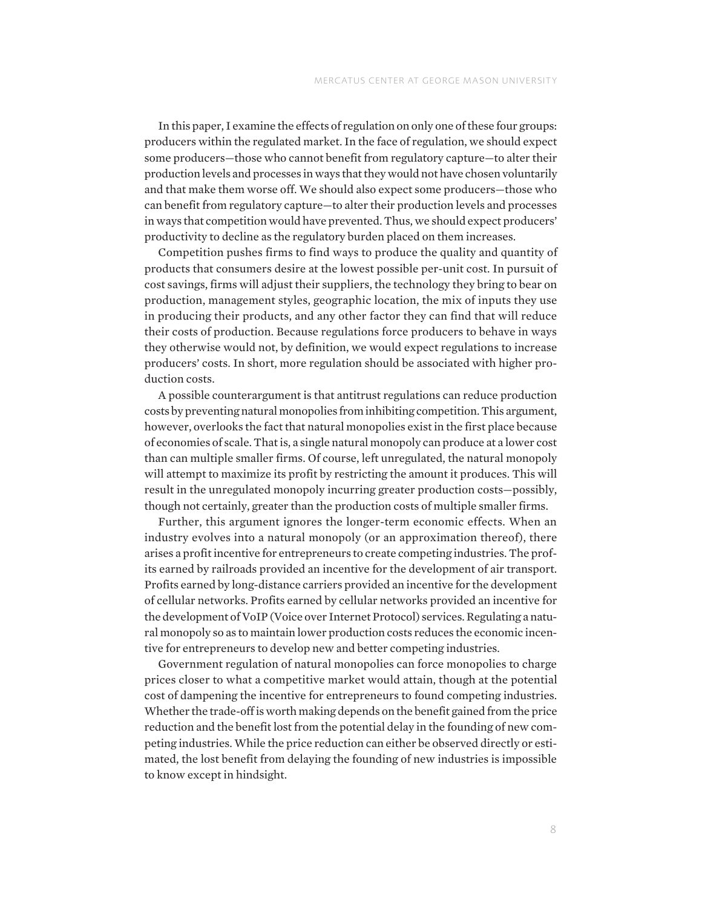In this paper, I examine the effects of regulation on only one of these four groups: producers within the regulated market. In the face of regulation, we should expect some producers—those who cannot benefit from regulatory capture—to alter their production levels and processes in ways that they would not have chosen voluntarily and that make them worse off. We should also expect some producers—those who can benefit from regulatory capture—to alter their production levels and processes in ways that competition would have prevented. Thus, we should expect producers' productivity to decline as the regulatory burden placed on them increases.

Competition pushes firms to find ways to produce the quality and quantity of products that consumers desire at the lowest possible per-unit cost. In pursuit of cost savings, firms will adjust their suppliers, the technology they bring to bear on production, management styles, geographic location, the mix of inputs they use in producing their products, and any other factor they can find that will reduce their costs of production. Because regulations force producers to behave in ways they otherwise would not, by definition, we would expect regulations to increase producers' costs. In short, more regulation should be associated with higher production costs.

A possible counterargument is that antitrust regulations can reduce production costs by preventing natural monopolies from inhibiting competition. This argument, however, overlooks the fact that natural monopolies exist in the first place because of economies of scale. That is, a single natural monopoly can produce at a lower cost than can multiple smaller firms. Of course, left unregulated, the natural monopoly will attempt to maximize its profit by restricting the amount it produces. This will result in the unregulated monopoly incurring greater production costs—possibly, though not certainly, greater than the production costs of multiple smaller firms.

Further, this argument ignores the longer-term economic effects. When an industry evolves into a natural monopoly (or an approximation thereof), there arises a profit incentive for entrepreneurs to create competing industries. The profits earned by railroads provided an incentive for the development of air transport. Profits earned by long-distance carriers provided an incentive for the development of cellular networks. Profits earned by cellular networks provided an incentive for the development of VoIP (Voice over Internet Protocol) services. Regulating a natural monopoly so as to maintain lower production costs reduces the economic incentive for entrepreneurs to develop new and better competing industries.

Government regulation of natural monopolies can force monopolies to charge prices closer to what a competitive market would attain, though at the potential cost of dampening the incentive for entrepreneurs to found competing industries. Whether the trade-off is worth making depends on the benefit gained from the price reduction and the benefit lost from the potential delay in the founding of new competing industries. While the price reduction can either be observed directly or estimated, the lost benefit from delaying the founding of new industries is impossible to know except in hindsight.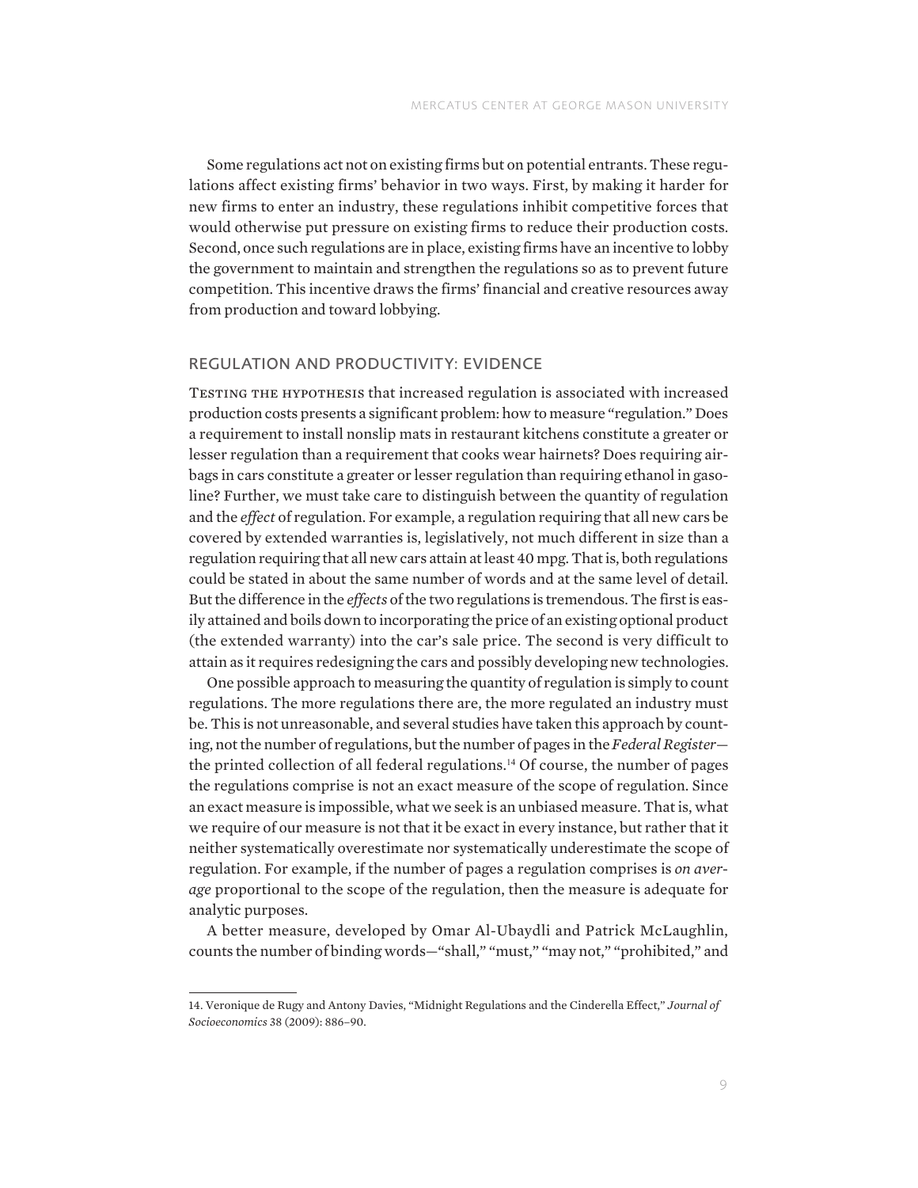Some regulations act not on existing firms but on potential entrants. These regulations affect existing firms' behavior in two ways. First, by making it harder for new firms to enter an industry, these regulations inhibit competitive forces that would otherwise put pressure on existing firms to reduce their production costs. Second, once such regulations are in place, existing firms have an incentive to lobby the government to maintain and strengthen the regulations so as to prevent future competition. This incentive draws the firms' financial and creative resources away from production and toward lobbying.

## REGULATION AND PRODUCTIVITY: EVIDENCE

Testing the hypothesis that increased regulation is associated with increased production costs presents a significant problem: how to measure "regulation." Does a requirement to install nonslip mats in restaurant kitchens constitute a greater or lesser regulation than a requirement that cooks wear hairnets? Does requiring airbags in cars constitute a greater or lesser regulation than requiring ethanol in gasoline? Further, we must take care to distinguish between the quantity of regulation and the *effect* of regulation. For example, a regulation requiring that all new cars be covered by extended warranties is, legislatively, not much different in size than a regulation requiring that all new cars attain at least 40 mpg. That is, both regulations could be stated in about the same number of words and at the same level of detail. But the difference in the *effects* of the two regulations is tremendous. The first is easily attained and boils down to incorporating the price of an existing optional product (the extended warranty) into the car's sale price. The second is very difficult to attain as it requires redesigning the cars and possibly developing new technologies.

One possible approach to measuring the quantity of regulation is simply to count regulations. The more regulations there are, the more regulated an industry must be. This is not unreasonable, and several studies have taken this approach by counting, not the number of regulations, but the number of pages in the *Federal Register*—the printed collection of all federal regulations.[14] Of course, the number of pages the regulations comprise is not an exact measure of the scope of regulation. Since an exact measure is impossible, what we seek is an unbiased measure. That is, what we require of our measure is not that it be exact in every instance, but rather that it neither systematically overestimate nor systematically underestimate the scope of regulation. For example, if the number of pages a regulation comprises is *on average* proportional to the scope of the regulation, then the measure is adequate for analytic purposes.

A better measure, developed by Omar Al-Ubaydli and Patrick McLaughlin, counts the number of binding words—"shall," "must," "may not," "prohibited," and

14. Veronique de Rugy and Antony Davies, "Midnight Regulations and the Cinderella Effect," *Journal of Socioeconomics* 38 (2009): 886–90.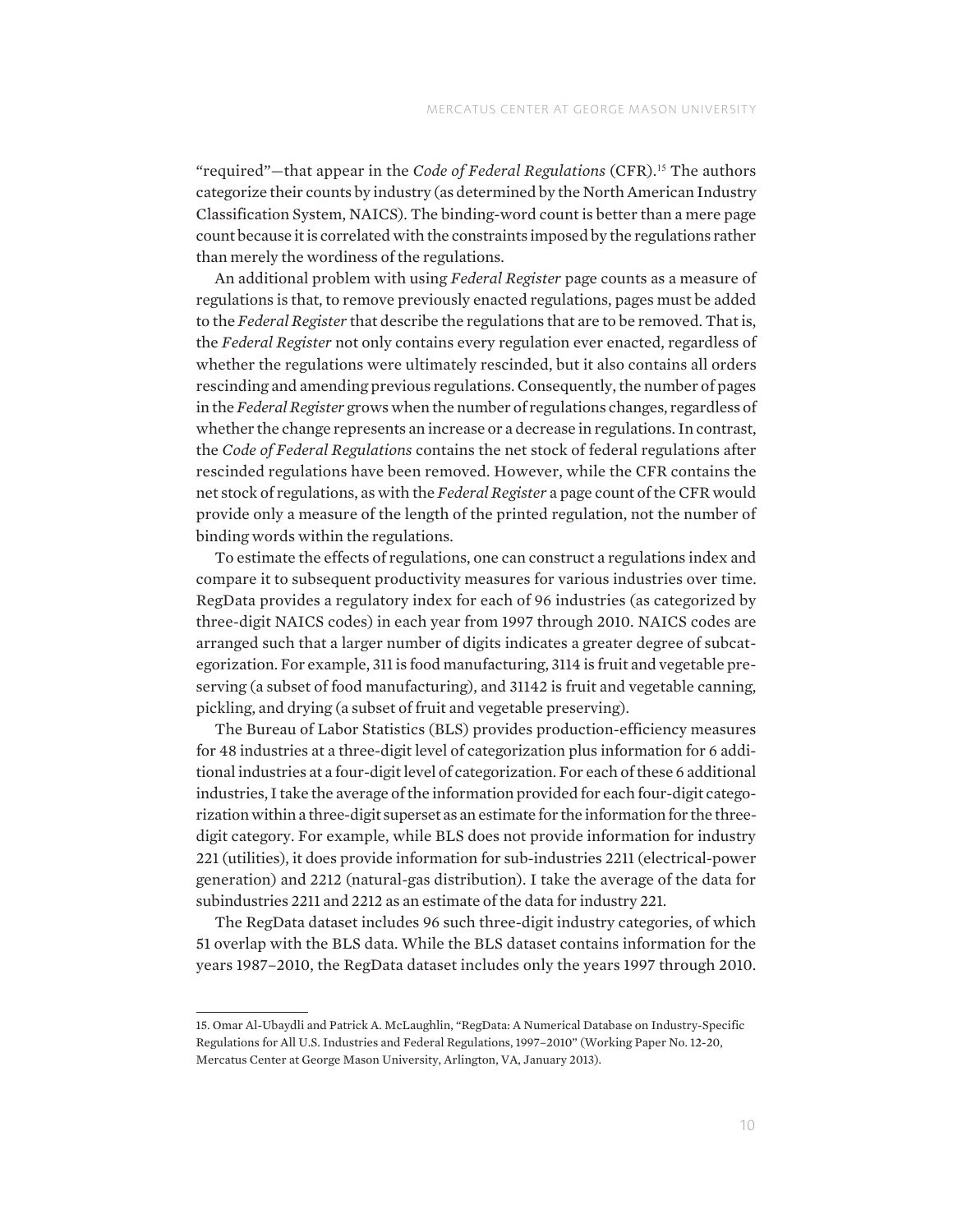"required"—that appear in the *Code of Federal Regulations* (CFR).[15] The authors categorize their counts by industry (as determined by the North American Industry Classification System, NAICS). The binding-word count is better than a mere page count because it is correlated with the constraints imposed by the regulations rather than merely the wordiness of the regulations.

An additional problem with using *Federal Register* page counts as a measure of regulations is that, to remove previously enacted regulations, pages must be added to the *Federal Register* that describe the regulations that are to be removed. That is, the *Federal Register* not only contains every regulation ever enacted, regardless of whether the regulations were ultimately rescinded, but it also contains all orders rescinding and amending previous regulations. Consequently, the number of pages in the *Federal Register* grows when the number of regulations changes, regardless of whether the change represents an increase or a decrease in regulations. In contrast, the *Code of Federal Regulations* contains the net stock of federal regulations after rescinded regulations have been removed. However, while the CFR contains the net stock of regulations, as with the *Federal Register* a page count of the CFR would provide only a measure of the length of the printed regulation, not the number of binding words within the regulations.

To estimate the effects of regulations, one can construct a regulations index and compare it to subsequent productivity measures for various industries over time. RegData provides a regulatory index for each of 96 industries (as categorized by three-digit NAICS codes) in each year from 1997 through 2010. NAICS codes are arranged such that a larger number of digits indicates a greater degree of subcategorization. For example, 311 is food manufacturing, 3114 is fruit and vegetable preserving (a subset of food manufacturing), and 31142 is fruit and vegetable canning, pickling, and drying (a subset of fruit and vegetable preserving).

The Bureau of Labor Statistics (BLS) provides production-efficiency measures for 48 industries at a three-digit level of categorization plus information for 6 additional industries at a four-digit level of categorization. For each of these 6 additional industries, I take the average of the information provided for each four-digit categorization within a three-digit superset as an estimate for the information for the three-digit category. For example, while BLS does not provide information for industry 221 (utilities), it does provide information for sub-industries 2211 (electrical-power generation) and 2212 (natural-gas distribution). I take the average of the data for subindustries 2211 and 2212 as an estimate of the data for industry 221.

The RegData dataset includes 96 such three-digit industry categories, of which 51 overlap with the BLS data. While the BLS dataset contains information for the years 1987–2010, the RegData dataset includes only the years 1997 through 2010.

---

15. Omar Al-Ubaydli and Patrick A. McLaughlin, "RegData: A Numerical Database on Industry-Specific Regulations for All U.S. Industries and Federal Regulations, 1997–2010" (Working Paper No. 12-20, Mercatus Center at George Mason University, Arlington, VA, January 2013).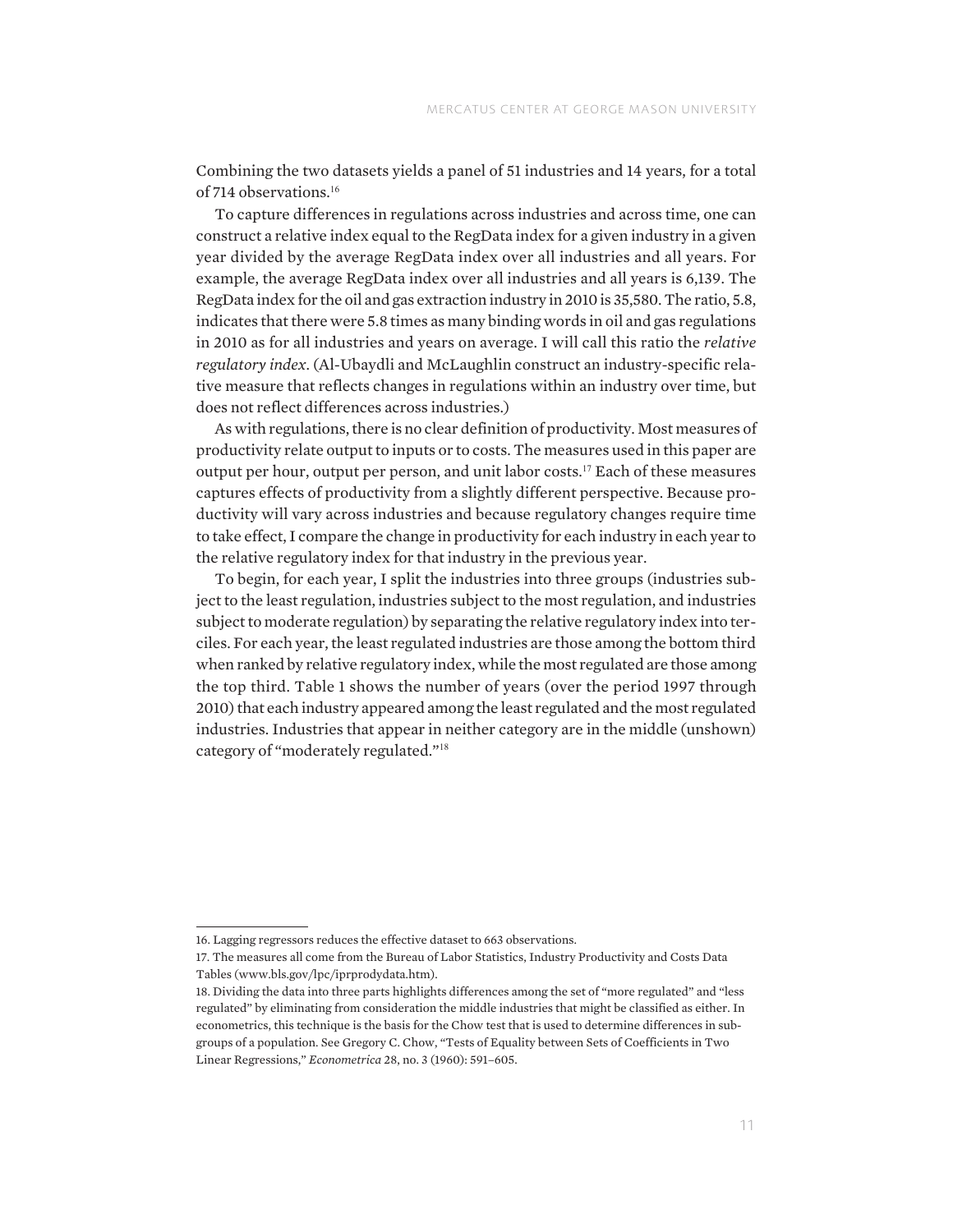Combining the two datasets yields a panel of 51 industries and 14 years, for a total of 714 observations.[16]

To capture differences in regulations across industries and across time, one can construct a relative index equal to the RegData index for a given industry in a given year divided by the average RegData index over all industries and all years. For example, the average RegData index over all industries and all years is 6,139. The RegData index for the oil and gas extraction industry in 2010 is 35,580. The ratio, 5.8, indicates that there were 5.8 times as many binding words in oil and gas regulations in 2010 as for all industries and years on average. I will call this ratio the *relative regulatory index*. (Al-Ubaydli and McLaughlin construct an industry-specific relative measure that reflects changes in regulations within an industry over time, but does not reflect differences across industries.)

As with regulations, there is no clear definition of productivity. Most measures of productivity relate output to inputs or to costs. The measures used in this paper are output per hour, output per person, and unit labor costs.[17] Each of these measures captures effects of productivity from a slightly different perspective. Because productivity will vary across industries and because regulatory changes require time to take effect, I compare the change in productivity for each industry in each year to the relative regulatory index for that industry in the previous year.

To begin, for each year, I split the industries into three groups (industries subject to the least regulation, industries subject to the most regulation, and industries subject to moderate regulation) by separating the relative regulatory index into terciles. For each year, the least regulated industries are those among the bottom third when ranked by relative regulatory index, while the most regulated are those among the top third. Table 1 shows the number of years (over the period 1997 through 2010) that each industry appeared among the least regulated and the most regulated industries. Industries that appear in neither category are in the middle (unshown) category of "moderately regulated."[18]

---

16. Lagging regressors reduces the effective dataset to 663 observations.

17. The measures all come from the Bureau of Labor Statistics, Industry Productivity and Costs Data Tables (www.bls.gov/lpc/iprprodydata.htm).

18. Dividing the data into three parts highlights differences among the set of "more regulated" and "less regulated" by eliminating from consideration the middle industries that might be classified as either. In econometrics, this technique is the basis for the Chow test that is used to determine differences in subgroups of a population. See Gregory C. Chow, "Tests of Equality between Sets of Coefficients in Two Linear Regressions," *Econometrica* 28, no. 3 (1960): 591–605.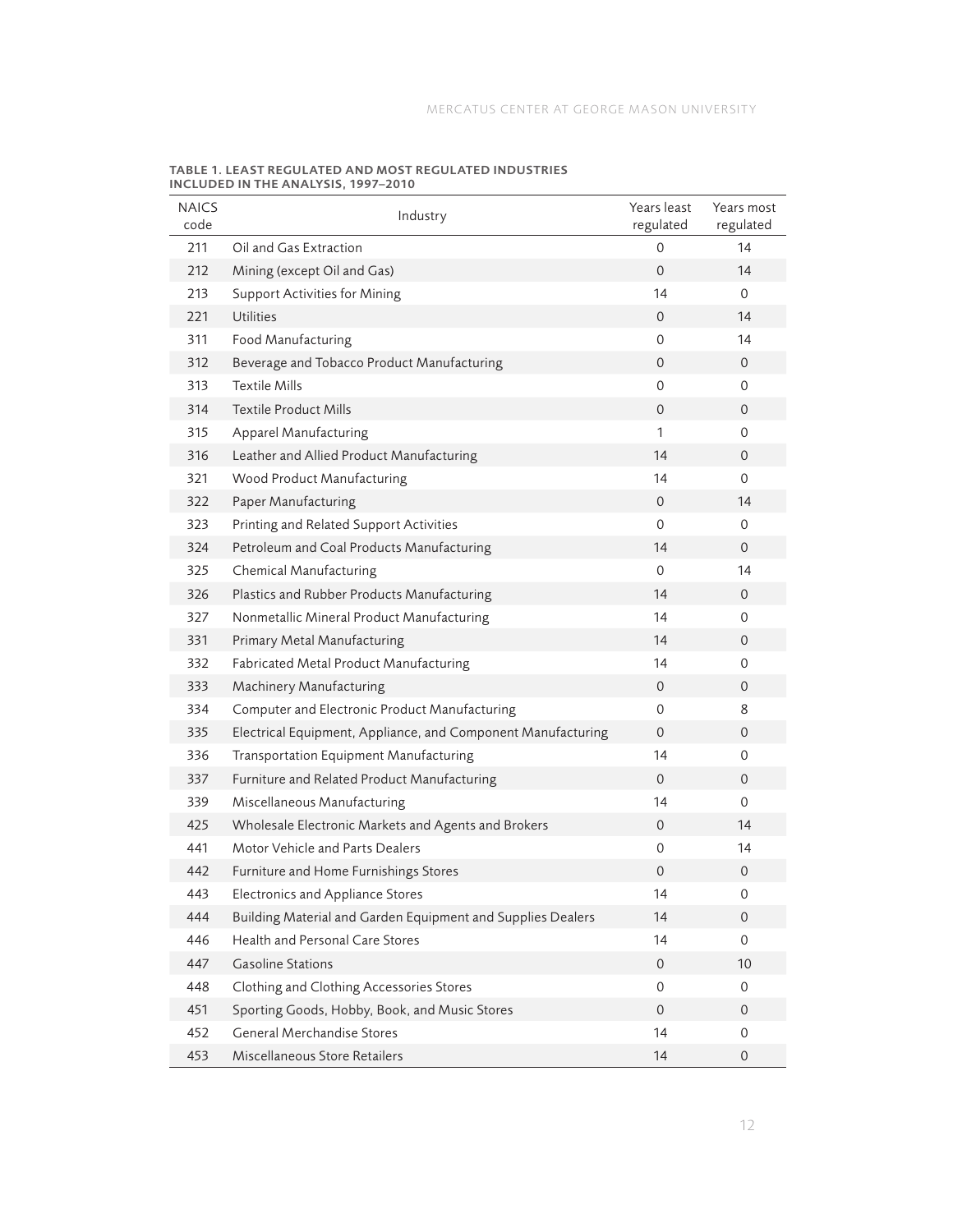**TABLE 1. LEAST REGULATED AND MOST REGULATED INDUSTRIES INCLUDED IN THE ANALYSIS, 1997–2010**

| NAICS code | Industry | Years least regulated | Years most regulated |
|---|---|---|---|
| 211 | Oil and Gas Extraction | 0 | 14 |
| 212 | Mining (except Oil and Gas) | 0 | 14 |
| 213 | Support Activities for Mining | 14 | 0 |
| 221 | Utilities | 0 | 14 |
| 311 | Food Manufacturing | 0 | 14 |
| 312 | Beverage and Tobacco Product Manufacturing | 0 | 0 |
| 313 | Textile Mills | 0 | 0 |
| 314 | Textile Product Mills | 0 | 0 |
| 315 | Apparel Manufacturing | 1 | 0 |
| 316 | Leather and Allied Product Manufacturing | 14 | 0 |
| 321 | Wood Product Manufacturing | 14 | 0 |
| 322 | Paper Manufacturing | 0 | 14 |
| 323 | Printing and Related Support Activities | 0 | 0 |
| 324 | Petroleum and Coal Products Manufacturing | 14 | 0 |
| 325 | Chemical Manufacturing | 0 | 14 |
| 326 | Plastics and Rubber Products Manufacturing | 14 | 0 |
| 327 | Nonmetallic Mineral Product Manufacturing | 14 | 0 |
| 331 | Primary Metal Manufacturing | 14 | 0 |
| 332 | Fabricated Metal Product Manufacturing | 14 | 0 |
| 333 | Machinery Manufacturing | 0 | 0 |
| 334 | Computer and Electronic Product Manufacturing | 0 | 8 |
| 335 | Electrical Equipment, Appliance, and Component Manufacturing | 0 | 0 |
| 336 | Transportation Equipment Manufacturing | 14 | 0 |
| 337 | Furniture and Related Product Manufacturing | 0 | 0 |
| 339 | Miscellaneous Manufacturing | 14 | 0 |
| 425 | Wholesale Electronic Markets and Agents and Brokers | 0 | 14 |
| 441 | Motor Vehicle and Parts Dealers | 0 | 14 |
| 442 | Furniture and Home Furnishings Stores | 0 | 0 |
| 443 | Electronics and Appliance Stores | 14 | 0 |
| 444 | Building Material and Garden Equipment and Supplies Dealers | 14 | 0 |
| 446 | Health and Personal Care Stores | 14 | 0 |
| 447 | Gasoline Stations | 0 | 10 |
| 448 | Clothing and Clothing Accessories Stores | 0 | 0 |
| 451 | Sporting Goods, Hobby, Book, and Music Stores | 0 | 0 |
| 452 | General Merchandise Stores | 14 | 0 |
| 453 | Miscellaneous Store Retailers | 14 | 0 |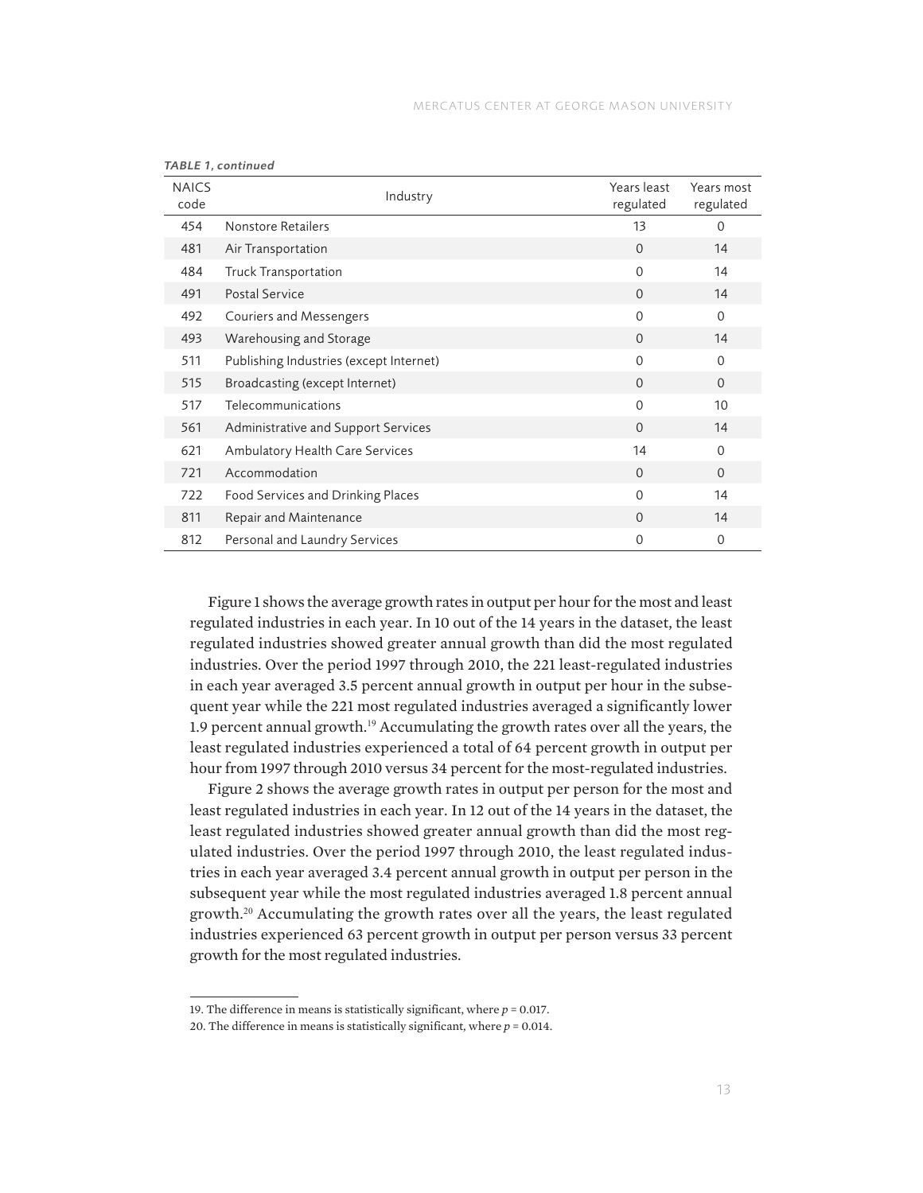*TABLE 1, continued*

| NAICS code | Industry | Years least regulated | Years most regulated |
|---|---|---|---|
| 454 | Nonstore Retailers | 13 | 0 |
| 481 | Air Transportation | 0 | 14 |
| 484 | Truck Transportation | 0 | 14 |
| 491 | Postal Service | 0 | 14 |
| 492 | Couriers and Messengers | 0 | 0 |
| 493 | Warehousing and Storage | 0 | 14 |
| 511 | Publishing Industries (except Internet) | 0 | 0 |
| 515 | Broadcasting (except Internet) | 0 | 0 |
| 517 | Telecommunications | 0 | 10 |
| 561 | Administrative and Support Services | 0 | 14 |
| 621 | Ambulatory Health Care Services | 14 | 0 |
| 721 | Accommodation | 0 | 0 |
| 722 | Food Services and Drinking Places | 0 | 14 |
| 811 | Repair and Maintenance | 0 | 14 |
| 812 | Personal and Laundry Services | 0 | 0 |

Figure 1 shows the average growth rates in output per hour for the most and least regulated industries in each year. In 10 out of the 14 years in the dataset, the least regulated industries showed greater annual growth than did the most regulated industries. Over the period 1997 through 2010, the 221 least-regulated industries in each year averaged 3.5 percent annual growth in output per hour in the subsequent year while the 221 most regulated industries averaged a significantly lower 1.9 percent annual growth.[19] Accumulating the growth rates over all the years, the least regulated industries experienced a total of 64 percent growth in output per hour from 1997 through 2010 versus 34 percent for the most-regulated industries.

Figure 2 shows the average growth rates in output per person for the most and least regulated industries in each year. In 12 out of the 14 years in the dataset, the least regulated industries showed greater annual growth than did the most regulated industries. Over the period 1997 through 2010, the least regulated industries in each year averaged 3.4 percent annual growth in output per person in the subsequent year while the most regulated industries averaged 1.8 percent annual growth.[20] Accumulating the growth rates over all the years, the least regulated industries experienced 63 percent growth in output per person versus 33 percent growth for the most regulated industries.

---

19. The difference in means is statistically significant, where $p = 0.017$.

20. The difference in means is statistically significant, where $p = 0.014$.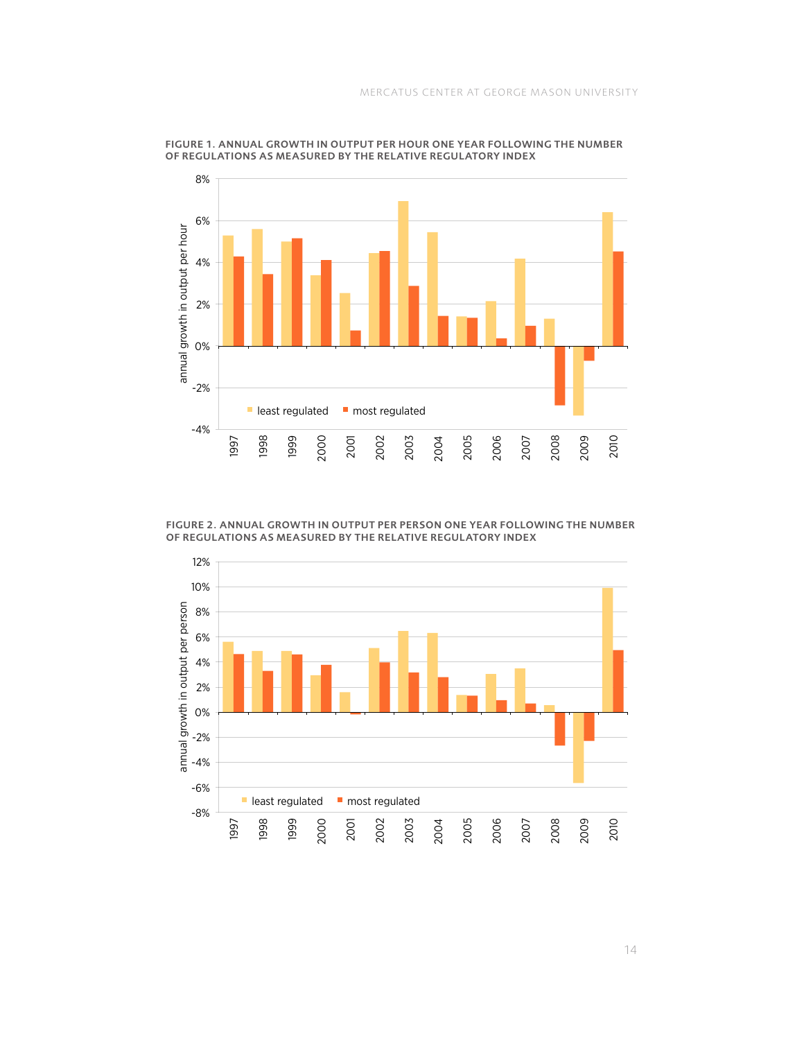**FIGURE 1. ANNUAL GROWTH IN OUTPUT PER HOUR ONE YEAR FOLLOWING THE NUMBER OF REGULATIONS AS MEASURED BY THE RELATIVE REGULATORY INDEX**

**FIGURE 2. ANNUAL GROWTH IN OUTPUT PER PERSON ONE YEAR FOLLOWING THE NUMBER OF REGULATIONS AS MEASURED BY THE RELATIVE REGULATORY INDEX**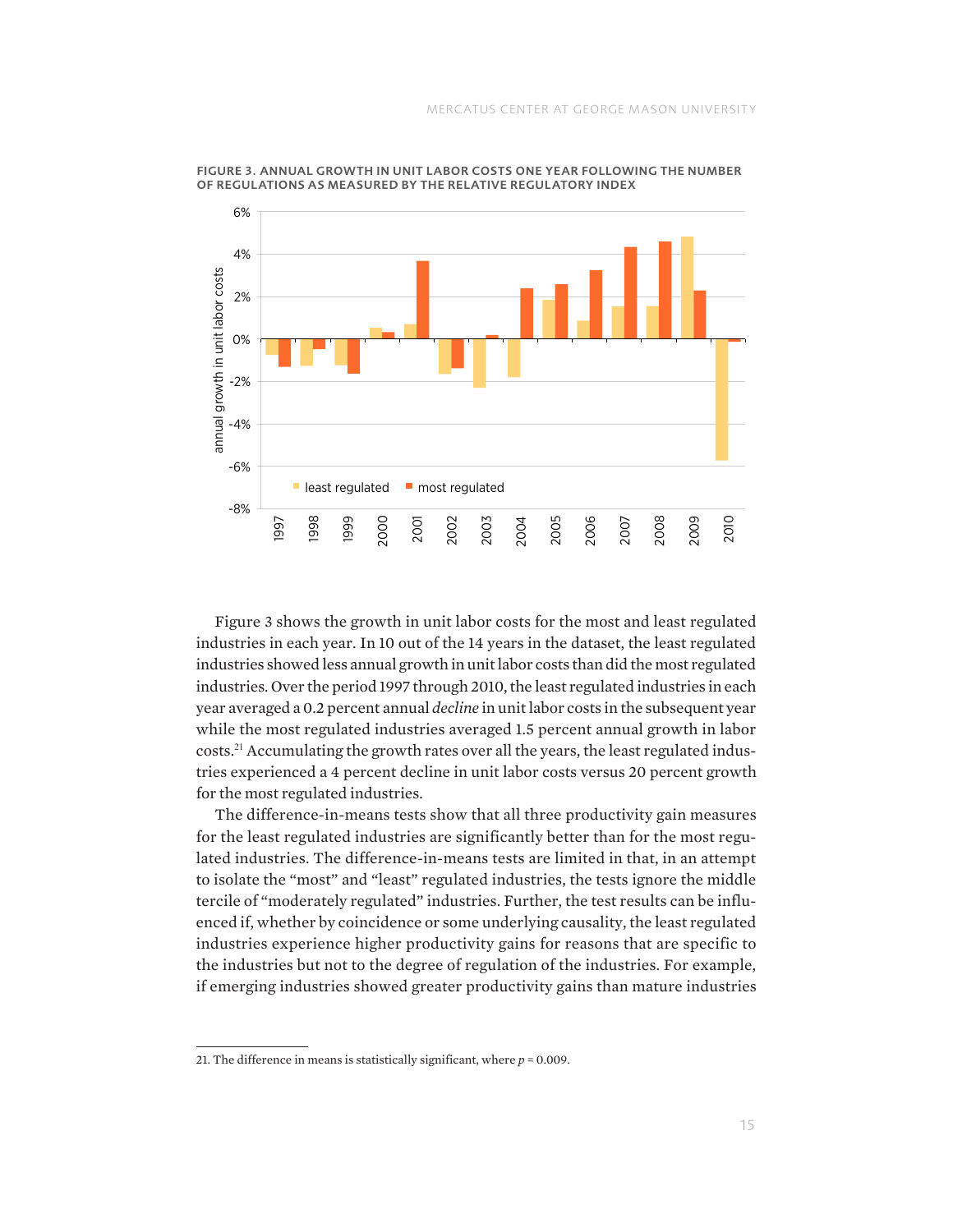**FIGURE 3. ANNUAL GROWTH IN UNIT LABOR COSTS ONE YEAR FOLLOWING THE NUMBER OF REGULATIONS AS MEASURED BY THE RELATIVE REGULATORY INDEX**

Figure 3 shows the growth in unit labor costs for the most and least regulated industries in each year. In 10 out of the 14 years in the dataset, the least regulated industries showed less annual growth in unit labor costs than did the most regulated industries. Over the period 1997 through 2010, the least regulated industries in each year averaged a 0.2 percent annual *decline* in unit labor costs in the subsequent year while the most regulated industries averaged 1.5 percent annual growth in labor costs.[21] Accumulating the growth rates over all the years, the least regulated industries experienced a 4 percent decline in unit labor costs versus 20 percent growth for the most regulated industries.

The difference-in-means tests show that all three productivity gain measures for the least regulated industries are significantly better than for the most regulated industries. The difference-in-means tests are limited in that, in an attempt to isolate the "most" and "least" regulated industries, the tests ignore the middle tercile of "moderately regulated" industries. Further, the test results can be influenced if, whether by coincidence or some underlying causality, the least regulated industries experience higher productivity gains for reasons that are specific to the industries but not to the degree of regulation of the industries. For example, if emerging industries showed greater productivity gains than mature industries

21. The difference in means is statistically significant, where $p = 0.009$.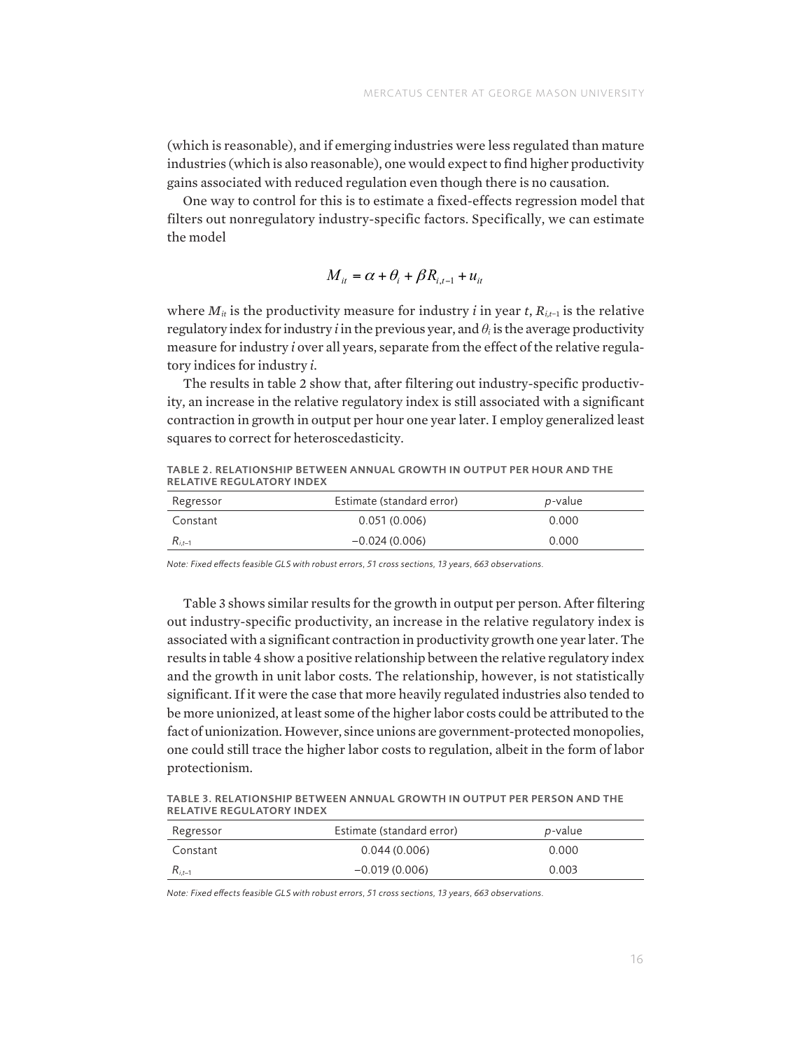(which is reasonable), and if emerging industries were less regulated than mature industries (which is also reasonable), one would expect to find higher productivity gains associated with reduced regulation even though there is no causation.

One way to control for this is to estimate a fixed-effects regression model that filters out nonregulatory industry-specific factors. Specifically, we can estimate the model

$$M_{it} = \alpha + \theta_i + \beta R_{i,t-1} + u_{it}$$

where $M_{it}$ is the productivity measure for industry $i$ in year $t$, $R_{i,t-1}$ is the relative regulatory index for industry $i$ in the previous year, and $\theta_i$ is the average productivity measure for industry $i$ over all years, separate from the effect of the relative regulatory indices for industry $i$.

The results in table 2 show that, after filtering out industry-specific productivity, an increase in the relative regulatory index is still associated with a significant contraction in growth in output per hour one year later. I employ generalized least squares to correct for heteroscedasticity.

**TABLE 2. RELATIONSHIP BETWEEN ANNUAL GROWTH IN OUTPUT PER HOUR AND THE RELATIVE REGULATORY INDEX**

| Regressor | Estimate (standard error) | *p*-value |
|---|---|---|
| Constant | 0.051 (0.006) | 0.000 |
| $R_{i,t-1}$ | −0.024 (0.006) | 0.000 |

*Note: Fixed effects feasible GLS with robust errors, 51 cross sections, 13 years, 663 observations.*

Table 3 shows similar results for the growth in output per person. After filtering out industry-specific productivity, an increase in the relative regulatory index is associated with a significant contraction in productivity growth one year later. The results in table 4 show a positive relationship between the relative regulatory index and the growth in unit labor costs. The relationship, however, is not statistically significant. If it were the case that more heavily regulated industries also tended to be more unionized, at least some of the higher labor costs could be attributed to the fact of unionization. However, since unions are government-protected monopolies, one could still trace the higher labor costs to regulation, albeit in the form of labor protectionism.

**TABLE 3. RELATIONSHIP BETWEEN ANNUAL GROWTH IN OUTPUT PER PERSON AND THE RELATIVE REGULATORY INDEX**

| Regressor | Estimate (standard error) | *p*-value |
|---|---|---|
| Constant | 0.044 (0.006) | 0.000 |
| $R_{i,t-1}$ | −0.019 (0.006) | 0.003 |

*Note: Fixed effects feasible GLS with robust errors, 51 cross sections, 13 years, 663 observations.*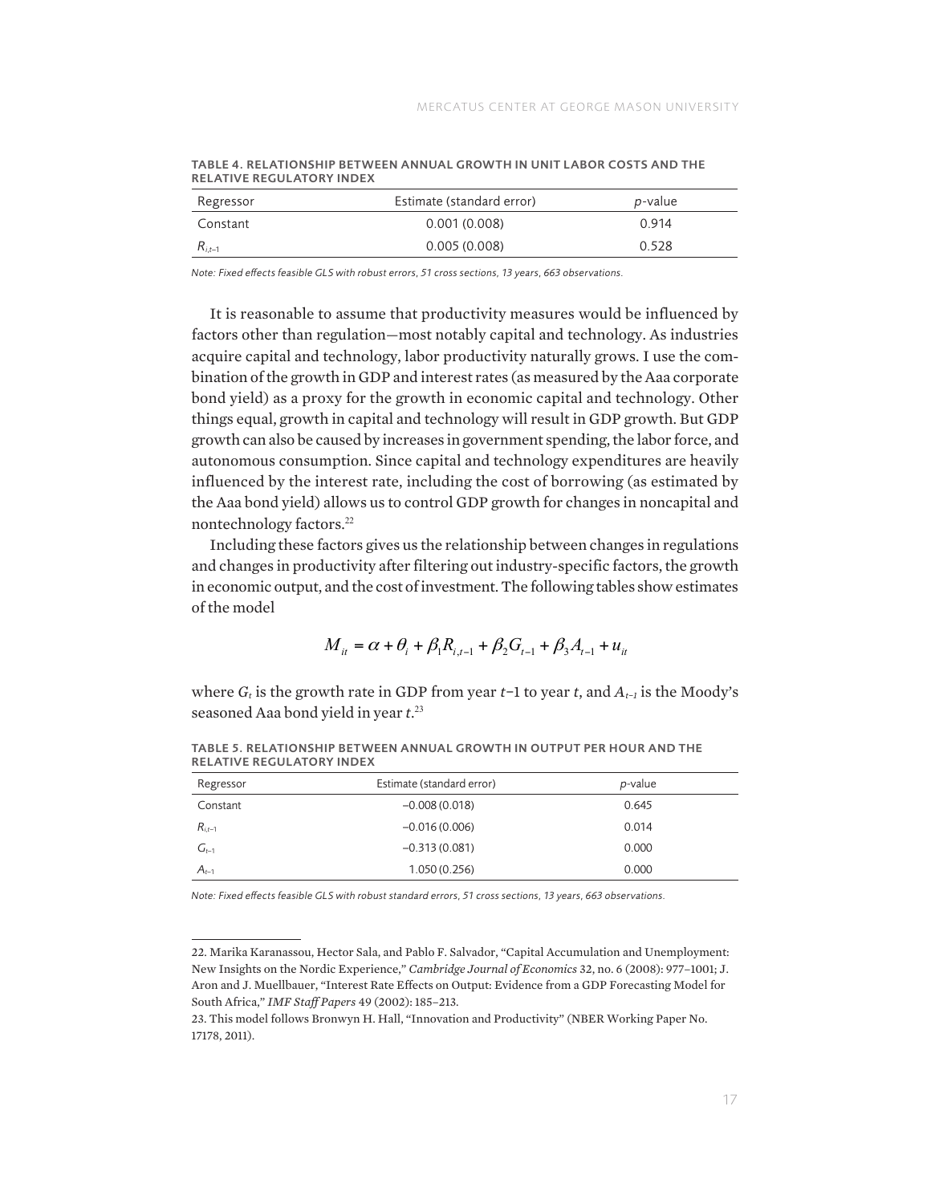**TABLE 4. RELATIONSHIP BETWEEN ANNUAL GROWTH IN UNIT LABOR COSTS AND THE RELATIVE REGULATORY INDEX**

| Regressor | Estimate (standard error) | *p*-value |
|---|---|---|
| Constant | 0.001 (0.008) | 0.914 |
| $R_{i,t-1}$ | 0.005 (0.008) | 0.528 |

*Note: Fixed effects feasible GLS with robust errors, 51 cross sections, 13 years, 663 observations.*

It is reasonable to assume that productivity measures would be influenced by factors other than regulation—most notably capital and technology. As industries acquire capital and technology, labor productivity naturally grows. I use the combination of the growth in GDP and interest rates (as measured by the Aaa corporate bond yield) as a proxy for the growth in economic capital and technology. Other things equal, growth in capital and technology will result in GDP growth. But GDP growth can also be caused by increases in government spending, the labor force, and autonomous consumption. Since capital and technology expenditures are heavily influenced by the interest rate, including the cost of borrowing (as estimated by the Aaa bond yield) allows us to control GDP growth for changes in noncapital and nontechnology factors.[22]

Including these factors gives us the relationship between changes in regulations and changes in productivity after filtering out industry-specific factors, the growth in economic output, and the cost of investment. The following tables show estimates of the model

$$M_{it} = \alpha + \theta_i + \beta_1 R_{i,t-1} + \beta_2 G_{t-1} + \beta_3 A_{t-1} + u_{it}$$

where $G_t$ is the growth rate in GDP from year $t-1$ to year $t$, and $A_{t-1}$ is the Moody's seasoned Aaa bond yield in year $t$.[23]

**TABLE 5. RELATIONSHIP BETWEEN ANNUAL GROWTH IN OUTPUT PER HOUR AND THE RELATIVE REGULATORY INDEX**

| Regressor | Estimate (standard error) | *p*-value |
|---|---|---|
| Constant | −0.008 (0.018) | 0.645 |
| $R_{i,t-1}$ | −0.016 (0.006) | 0.014 |
| $G_{t-1}$ | −0.313 (0.081) | 0.000 |
| $A_{t-1}$ | 1.050 (0.256) | 0.000 |

*Note: Fixed effects feasible GLS with robust standard errors, 51 cross sections, 13 years, 663 observations.*

---

22. Marika Karanassou, Hector Sala, and Pablo F. Salvador, "Capital Accumulation and Unemployment: New Insights on the Nordic Experience," *Cambridge Journal of Economics* 32, no. 6 (2008): 977–1001; J. Aron and J. Muellbauer, "Interest Rate Effects on Output: Evidence from a GDP Forecasting Model for South Africa," *IMF Staff Papers* 49 (2002): 185–213.

23. This model follows Bronwyn H. Hall, "Innovation and Productivity" (NBER Working Paper No. 17178, 2011).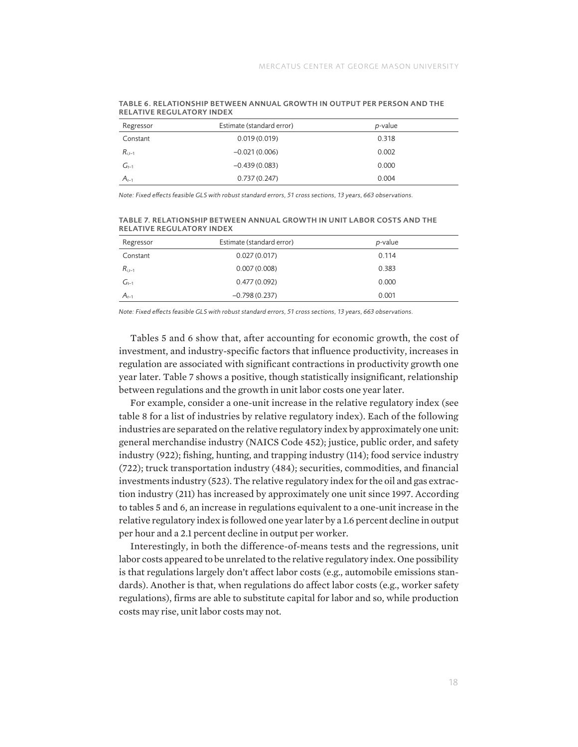**TABLE 6. RELATIONSHIP BETWEEN ANNUAL GROWTH IN OUTPUT PER PERSON AND THE RELATIVE REGULATORY INDEX**

| Regressor | Estimate (standard error) | *p*-value |
|---|---|---|
| Constant | 0.019 (0.019) | 0.318 |
| $R_{i,t-1}$ | −0.021 (0.006) | 0.002 |
| $G_{t-1}$ | −0.439 (0.083) | 0.000 |
| $A_{t-1}$ | 0.737 (0.247) | 0.004 |

*Note: Fixed effects feasible GLS with robust standard errors, 51 cross sections, 13 years, 663 observations.*

**TABLE 7. RELATIONSHIP BETWEEN ANNUAL GROWTH IN UNIT LABOR COSTS AND THE RELATIVE REGULATORY INDEX**

| Regressor | Estimate (standard error) | *p*-value |
|---|---|---|
| Constant | 0.027 (0.017) | 0.114 |
| $R_{i,t-1}$ | 0.007 (0.008) | 0.383 |
| $G_{t-1}$ | 0.477 (0.092) | 0.000 |
| $A_{t-1}$ | −0.798 (0.237) | 0.001 |

*Note: Fixed effects feasible GLS with robust standard errors, 51 cross sections, 13 years, 663 observations.*

Tables 5 and 6 show that, after accounting for economic growth, the cost of investment, and industry-specific factors that influence productivity, increases in regulation are associated with significant contractions in productivity growth one year later. Table 7 shows a positive, though statistically insignificant, relationship between regulations and the growth in unit labor costs one year later.

For example, consider a one-unit increase in the relative regulatory index (see table 8 for a list of industries by relative regulatory index). Each of the following industries are separated on the relative regulatory index by approximately one unit: general merchandise industry (NAICS Code 452); justice, public order, and safety industry (922); fishing, hunting, and trapping industry (114); food service industry (722); truck transportation industry (484); securities, commodities, and financial investments industry (523). The relative regulatory index for the oil and gas extraction industry (211) has increased by approximately one unit since 1997. According to tables 5 and 6, an increase in regulations equivalent to a one-unit increase in the relative regulatory index is followed one year later by a 1.6 percent decline in output per hour and a 2.1 percent decline in output per worker.

Interestingly, in both the difference-of-means tests and the regressions, unit labor costs appeared to be unrelated to the relative regulatory index. One possibility is that regulations largely don't affect labor costs (e.g., automobile emissions standards). Another is that, when regulations do affect labor costs (e.g., worker safety regulations), firms are able to substitute capital for labor and so, while production costs may rise, unit labor costs may not.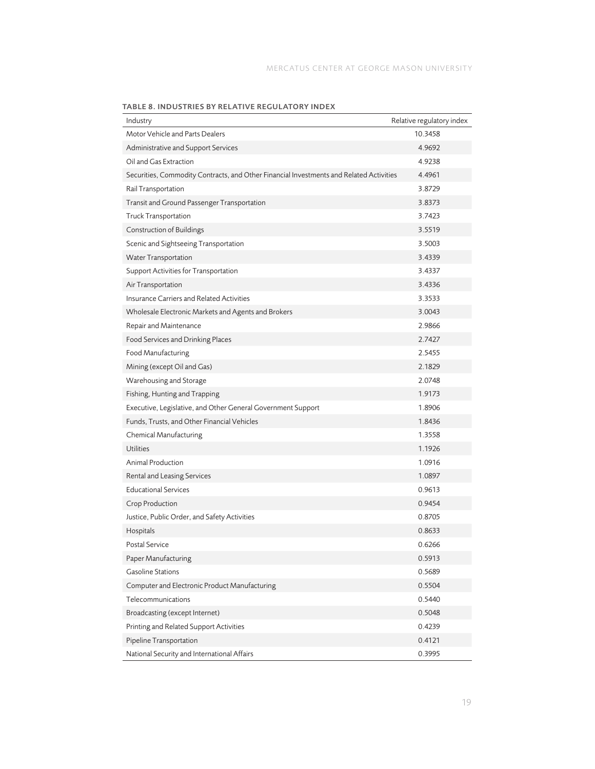**TABLE 8. INDUSTRIES BY RELATIVE REGULATORY INDEX**

| Industry | Relative regulatory index |
|---|---|
| Motor Vehicle and Parts Dealers | 10.3458 |
| Administrative and Support Services | 4.9692 |
| Oil and Gas Extraction | 4.9238 |
| Securities, Commodity Contracts, and Other Financial Investments and Related Activities | 4.4961 |
| Rail Transportation | 3.8729 |
| Transit and Ground Passenger Transportation | 3.8373 |
| Truck Transportation | 3.7423 |
| Construction of Buildings | 3.5519 |
| Scenic and Sightseeing Transportation | 3.5003 |
| Water Transportation | 3.4339 |
| Support Activities for Transportation | 3.4337 |
| Air Transportation | 3.4336 |
| Insurance Carriers and Related Activities | 3.3533 |
| Wholesale Electronic Markets and Agents and Brokers | 3.0043 |
| Repair and Maintenance | 2.9866 |
| Food Services and Drinking Places | 2.7427 |
| Food Manufacturing | 2.5455 |
| Mining (except Oil and Gas) | 2.1829 |
| Warehousing and Storage | 2.0748 |
| Fishing, Hunting and Trapping | 1.9173 |
| Executive, Legislative, and Other General Government Support | 1.8906 |
| Funds, Trusts, and Other Financial Vehicles | 1.8436 |
| Chemical Manufacturing | 1.3558 |
| Utilities | 1.1926 |
| Animal Production | 1.0916 |
| Rental and Leasing Services | 1.0897 |
| Educational Services | 0.9613 |
| Crop Production | 0.9454 |
| Justice, Public Order, and Safety Activities | 0.8705 |
| Hospitals | 0.8633 |
| Postal Service | 0.6266 |
| Paper Manufacturing | 0.5913 |
| Gasoline Stations | 0.5689 |
| Computer and Electronic Product Manufacturing | 0.5504 |
| Telecommunications | 0.5440 |
| Broadcasting (except Internet) | 0.5048 |
| Printing and Related Support Activities | 0.4239 |
| Pipeline Transportation | 0.4121 |
| National Security and International Affairs | 0.3995 |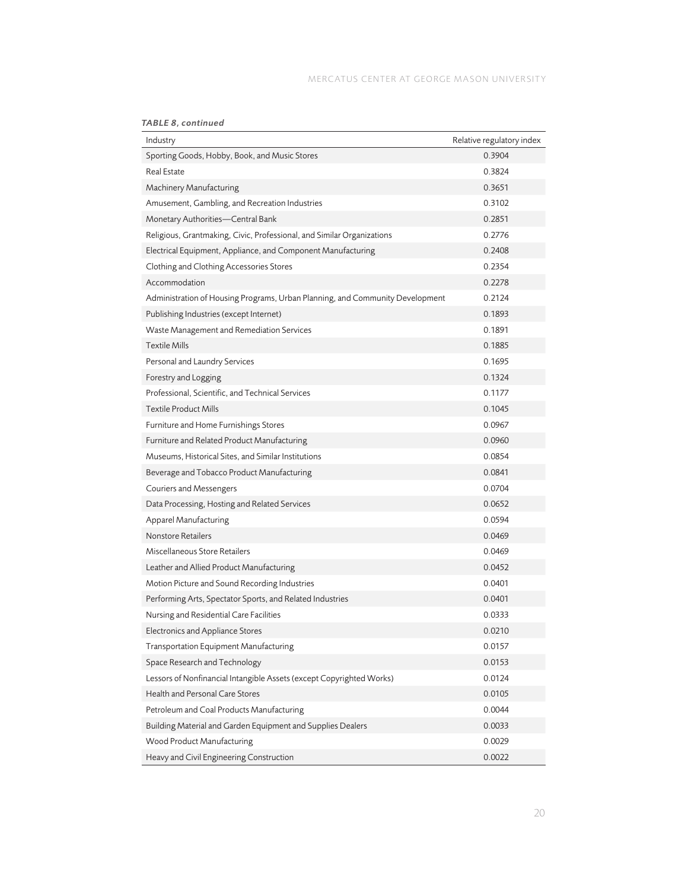*TABLE 8, continued*

| Industry | Relative regulatory index |
|---|---|
| Sporting Goods, Hobby, Book, and Music Stores | 0.3904 |
| Real Estate | 0.3824 |
| Machinery Manufacturing | 0.3651 |
| Amusement, Gambling, and Recreation Industries | 0.3102 |
| Monetary Authorities—Central Bank | 0.2851 |
| Religious, Grantmaking, Civic, Professional, and Similar Organizations | 0.2776 |
| Electrical Equipment, Appliance, and Component Manufacturing | 0.2408 |
| Clothing and Clothing Accessories Stores | 0.2354 |
| Accommodation | 0.2278 |
| Administration of Housing Programs, Urban Planning, and Community Development | 0.2124 |
| Publishing Industries (except Internet) | 0.1893 |
| Waste Management and Remediation Services | 0.1891 |
| Textile Mills | 0.1885 |
| Personal and Laundry Services | 0.1695 |
| Forestry and Logging | 0.1324 |
| Professional, Scientific, and Technical Services | 0.1177 |
| Textile Product Mills | 0.1045 |
| Furniture and Home Furnishings Stores | 0.0967 |
| Furniture and Related Product Manufacturing | 0.0960 |
| Museums, Historical Sites, and Similar Institutions | 0.0854 |
| Beverage and Tobacco Product Manufacturing | 0.0841 |
| Couriers and Messengers | 0.0704 |
| Data Processing, Hosting and Related Services | 0.0652 |
| Apparel Manufacturing | 0.0594 |
| Nonstore Retailers | 0.0469 |
| Miscellaneous Store Retailers | 0.0469 |
| Leather and Allied Product Manufacturing | 0.0452 |
| Motion Picture and Sound Recording Industries | 0.0401 |
| Performing Arts, Spectator Sports, and Related Industries | 0.0401 |
| Nursing and Residential Care Facilities | 0.0333 |
| Electronics and Appliance Stores | 0.0210 |
| Transportation Equipment Manufacturing | 0.0157 |
| Space Research and Technology | 0.0153 |
| Lessors of Nonfinancial Intangible Assets (except Copyrighted Works) | 0.0124 |
| Health and Personal Care Stores | 0.0105 |
| Petroleum and Coal Products Manufacturing | 0.0044 |
| Building Material and Garden Equipment and Supplies Dealers | 0.0033 |
| Wood Product Manufacturing | 0.0029 |
| Heavy and Civil Engineering Construction | 0.0022 |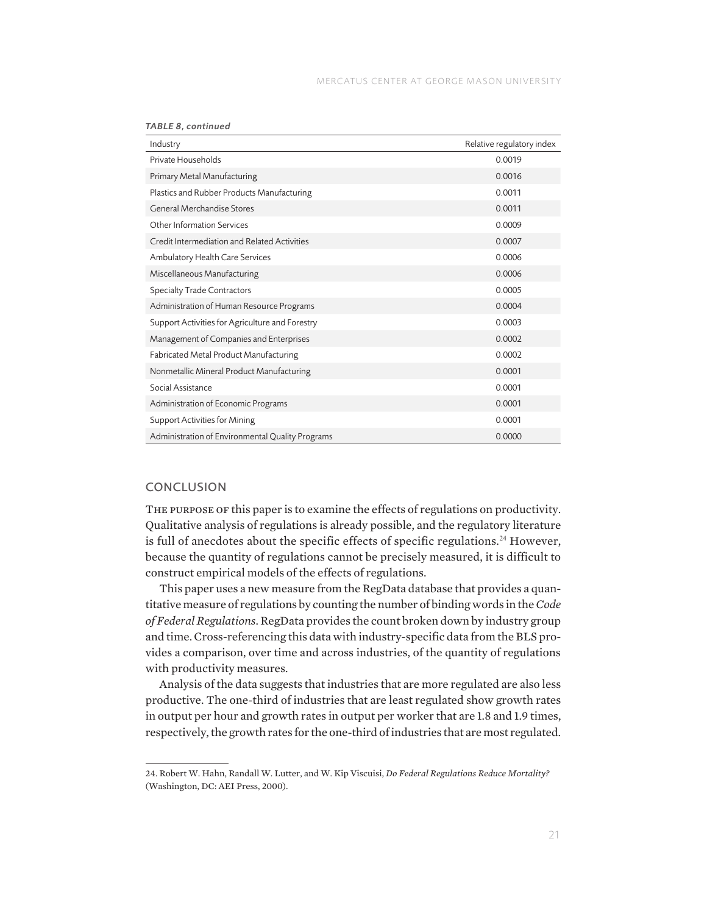*TABLE 8, continued*

| Industry | Relative regulatory index |
|---|---|
| Private Households | 0.0019 |
| Primary Metal Manufacturing | 0.0016 |
| Plastics and Rubber Products Manufacturing | 0.0011 |
| General Merchandise Stores | 0.0011 |
| Other Information Services | 0.0009 |
| Credit Intermediation and Related Activities | 0.0007 |
| Ambulatory Health Care Services | 0.0006 |
| Miscellaneous Manufacturing | 0.0006 |
| Specialty Trade Contractors | 0.0005 |
| Administration of Human Resource Programs | 0.0004 |
| Support Activities for Agriculture and Forestry | 0.0003 |
| Management of Companies and Enterprises | 0.0002 |
| Fabricated Metal Product Manufacturing | 0.0002 |
| Nonmetallic Mineral Product Manufacturing | 0.0001 |
| Social Assistance | 0.0001 |
| Administration of Economic Programs | 0.0001 |
| Support Activities for Mining | 0.0001 |
| Administration of Environmental Quality Programs | 0.0000 |

## CONCLUSION

The purpose of this paper is to examine the effects of regulations on productivity. Qualitative analysis of regulations is already possible, and the regulatory literature is full of anecdotes about the specific effects of specific regulations.[24] However, because the quantity of regulations cannot be precisely measured, it is difficult to construct empirical models of the effects of regulations.

This paper uses a new measure from the RegData database that provides a quantitative measure of regulations by counting the number of binding words in the *Code of Federal Regulations*. RegData provides the count broken down by industry group and time. Cross-referencing this data with industry-specific data from the BLS provides a comparison, over time and across industries, of the quantity of regulations with productivity measures.

Analysis of the data suggests that industries that are more regulated are also less productive. The one-third of industries that are least regulated show growth rates in output per hour and growth rates in output per worker that are 1.8 and 1.9 times, respectively, the growth rates for the one-third of industries that are most regulated.

---

24. Robert W. Hahn, Randall W. Lutter, and W. Kip Viscuisi, *Do Federal Regulations Reduce Mortality?* (Washington, DC: AEI Press, 2000).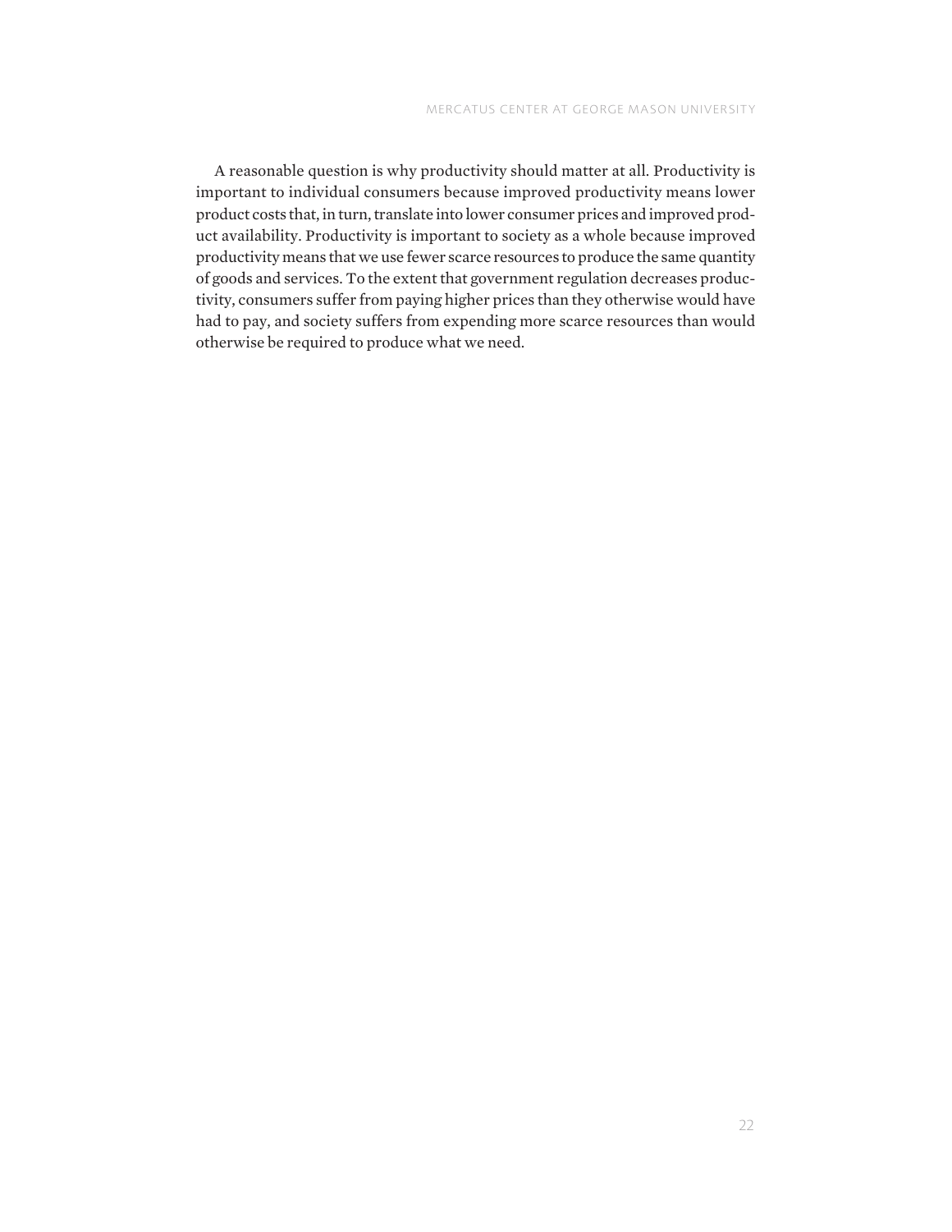A reasonable question is why productivity should matter at all. Productivity is important to individual consumers because improved productivity means lower product costs that, in turn, translate into lower consumer prices and improved product availability. Productivity is important to society as a whole because improved productivity means that we use fewer scarce resources to produce the same quantity of goods and services. To the extent that government regulation decreases productivity, consumers suffer from paying higher prices than they otherwise would have had to pay, and society suffers from expending more scarce resources than would otherwise be required to produce what we need.